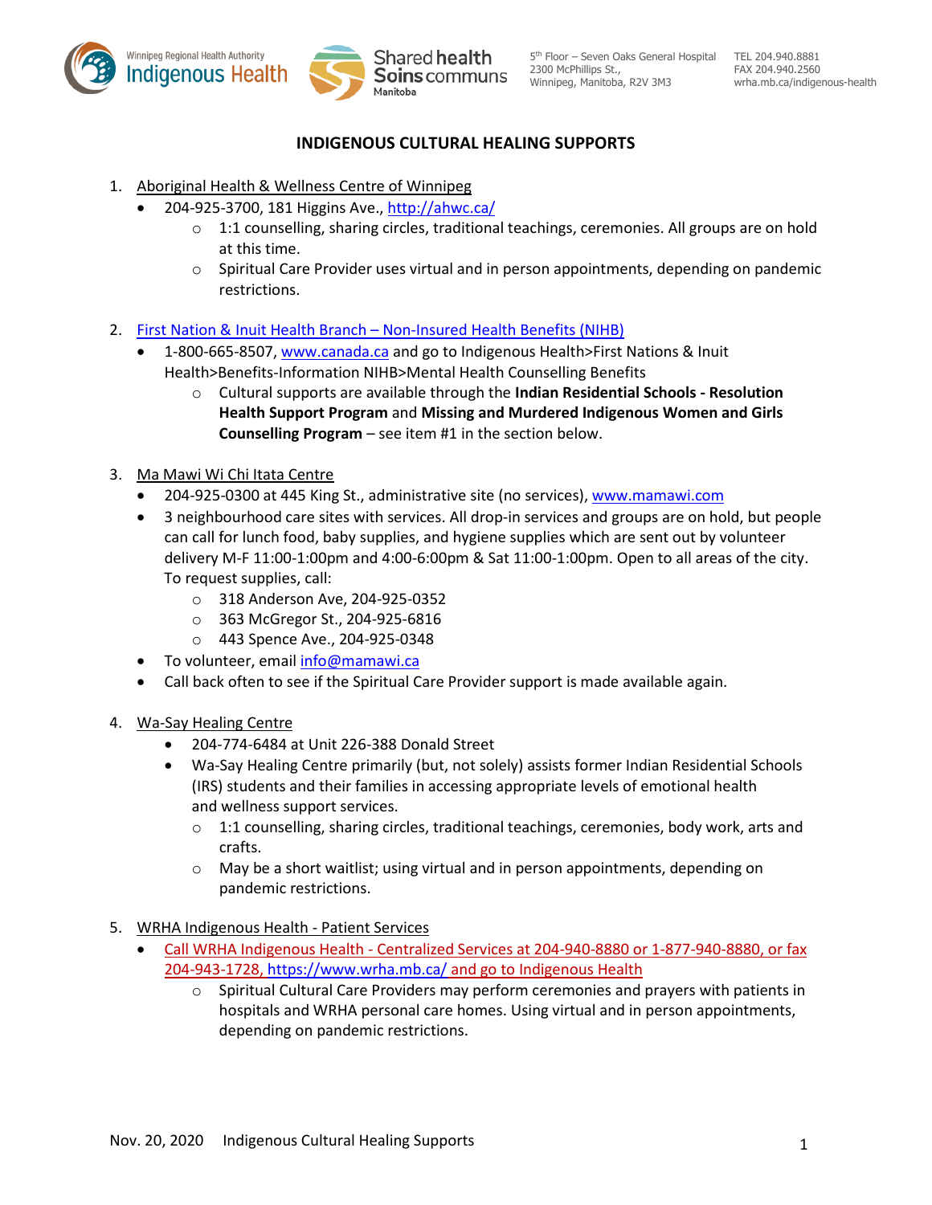# INDIGENOUS CULTURAL HEALING SUPPORTS

1. Aboriginal Health & Wellness Centre of Winnipeg
   - 204-925-3700, 181 Higgins Ave., http://ahwc.ca/
     - 1:1 counselling, sharing circles, traditional teachings, ceremonies. All groups are on hold at this time.
     - Spiritual Care Provider uses virtual and in person appointments, depending on pandemic restrictions.

2. First Nation & Inuit Health Branch – Non-Insured Health Benefits (NIHB)
   - 1-800-665-8507, www.canada.ca and go to Indigenous Health>First Nations & Inuit Health>Benefits-Information NIHB>Mental Health Counselling Benefits
     - Cultural supports are available through the **Indian Residential Schools - Resolution Health Support Program** and **Missing and Murdered Indigenous Women and Girls Counselling Program** – see item #1 in the section below.

3. Ma Mawi Wi Chi Itata Centre
   - 204-925-0300 at 445 King St., administrative site (no services), www.mamawi.com
   - 3 neighbourhood care sites with services. All drop-in services and groups are on hold, but people can call for lunch food, baby supplies, and hygiene supplies which are sent out by volunteer delivery M-F 11:00-1:00pm and 4:00-6:00pm & Sat 11:00-1:00pm. Open to all areas of the city. To request supplies, call:
     - 318 Anderson Ave, 204-925-0352
     - 363 McGregor St., 204-925-6816
     - 443 Spence Ave., 204-925-0348
   - To volunteer, email info@mamawi.ca
   - Call back often to see if the Spiritual Care Provider support is made available again.

4. Wa-Say Healing Centre
   - 204-774-6484 at Unit 226-388 Donald Street
   - Wa-Say Healing Centre primarily (but, not solely) assists former Indian Residential Schools (IRS) students and their families in accessing appropriate levels of emotional health and wellness support services.
     - 1:1 counselling, sharing circles, traditional teachings, ceremonies, body work, arts and crafts.
     - May be a short waitlist; using virtual and in person appointments, depending on pandemic restrictions.

5. WRHA Indigenous Health - Patient Services
   - Call WRHA Indigenous Health - Centralized Services at 204-940-8880 or 1-877-940-8880, or fax 204-943-1728, https://www.wrha.mb.ca/ and go to Indigenous Health
     - Spiritual Cultural Care Providers may perform ceremonies and prayers with patients in hospitals and WRHA personal care homes. Using virtual and in person appointments, depending on pandemic restrictions.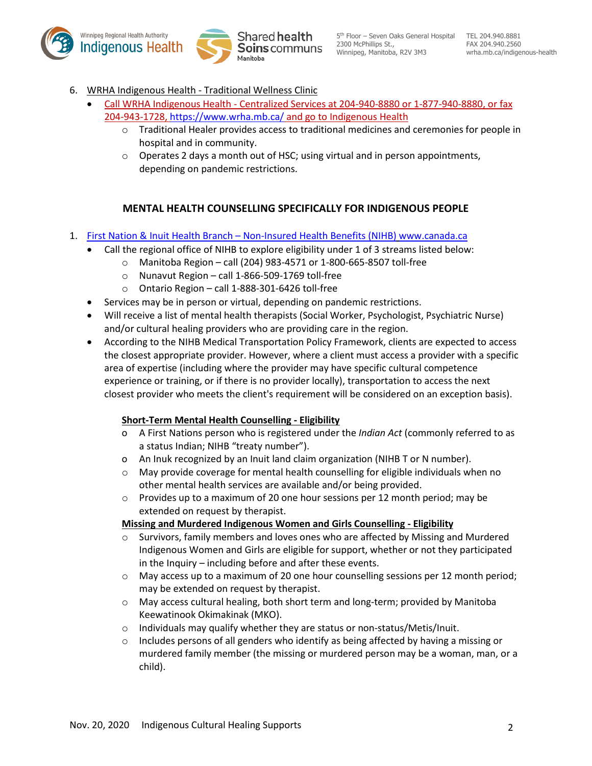6. WRHA Indigenous Health - Traditional Wellness Clinic
   - Call WRHA Indigenous Health - Centralized Services at 204-940-8880 or 1-877-940-8880, or fax 204-943-1728, https://www.wrha.mb.ca/ and go to Indigenous Health
     - Traditional Healer provides access to traditional medicines and ceremonies for people in hospital and in community.
     - Operates 2 days a month out of HSC; using virtual and in person appointments, depending on pandemic restrictions.

## MENTAL HEALTH COUNSELLING SPECIFICALLY FOR INDIGENOUS PEOPLE

1. First Nation & Inuit Health Branch – Non-Insured Health Benefits (NIHB) www.canada.ca
   - Call the regional office of NIHB to explore eligibility under 1 of 3 streams listed below:
     - Manitoba Region – call (204) 983-4571 or 1-800-665-8507 toll-free
     - Nunavut Region – call 1-866-509-1769 toll-free
     - Ontario Region – call 1-888-301-6426 toll-free
   - Services may be in person or virtual, depending on pandemic restrictions.
   - Will receive a list of mental health therapists (Social Worker, Psychologist, Psychiatric Nurse) and/or cultural healing providers who are providing care in the region.
   - According to the NIHB Medical Transportation Policy Framework, clients are expected to access the closest appropriate provider. However, where a client must access a provider with a specific area of expertise (including where the provider may have specific cultural competence experience or training, or if there is no provider locally), transportation to access the next closest provider who meets the client's requirement will be considered on an exception basis).

   **Short-Term Mental Health Counselling - Eligibility**
     - A First Nations person who is registered under the *Indian Act* (commonly referred to as a status Indian; NIHB "treaty number").
     - An Inuk recognized by an Inuit land claim organization (NIHB T or N number).
     - May provide coverage for mental health counselling for eligible individuals when no other mental health services are available and/or being provided.
     - Provides up to a maximum of 20 one hour sessions per 12 month period; may be extended on request by therapist.

   **Missing and Murdered Indigenous Women and Girls Counselling - Eligibility**
     - Survivors, family members and loves ones who are affected by Missing and Murdered Indigenous Women and Girls are eligible for support, whether or not they participated in the Inquiry – including before and after these events.
     - May access up to a maximum of 20 one hour counselling sessions per 12 month period; may be extended on request by therapist.
     - May access cultural healing, both short term and long-term; provided by Manitoba Keewatinook Okimakinak (MKO).
     - Individuals may qualify whether they are status or non-status/Metis/Inuit.
     - Includes persons of all genders who identify as being affected by having a missing or murdered family member (the missing or murdered person may be a woman, man, or a child).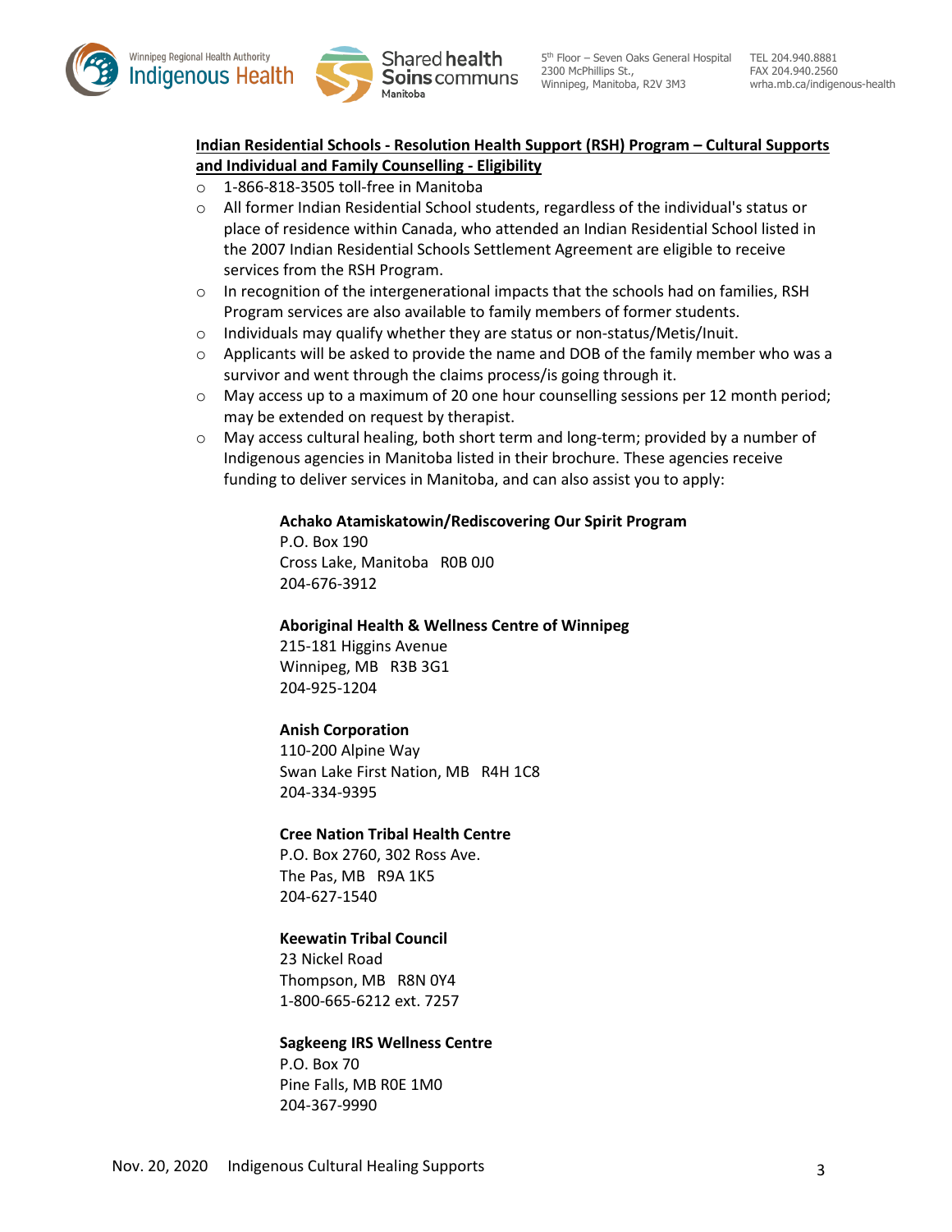**Indian Residential Schools - Resolution Health Support (RSH) Program – Cultural Supports and Individual and Family Counselling - Eligibility**

- 1-866-818-3505 toll-free in Manitoba
- All former Indian Residential School students, regardless of the individual's status or place of residence within Canada, who attended an Indian Residential School listed in the 2007 Indian Residential Schools Settlement Agreement are eligible to receive services from the RSH Program.
- In recognition of the intergenerational impacts that the schools had on families, RSH Program services are also available to family members of former students.
- Individuals may qualify whether they are status or non-status/Metis/Inuit.
- Applicants will be asked to provide the name and DOB of the family member who was a survivor and went through the claims process/is going through it.
- May access up to a maximum of 20 one hour counselling sessions per 12 month period; may be extended on request by therapist.
- May access cultural healing, both short term and long-term; provided by a number of Indigenous agencies in Manitoba listed in their brochure. These agencies receive funding to deliver services in Manitoba, and can also assist you to apply:

**Achako Atamiskatowin/Rediscovering Our Spirit Program**
P.O. Box 190
Cross Lake, Manitoba R0B 0J0
204-676-3912

**Aboriginal Health & Wellness Centre of Winnipeg**
215-181 Higgins Avenue
Winnipeg, MB R3B 3G1
204-925-1204

**Anish Corporation**
110-200 Alpine Way
Swan Lake First Nation, MB R4H 1C8
204-334-9395

**Cree Nation Tribal Health Centre**
P.O. Box 2760, 302 Ross Ave.
The Pas, MB R9A 1K5
204-627-1540

**Keewatin Tribal Council**
23 Nickel Road
Thompson, MB R8N 0Y4
1-800-665-6212 ext. 7257

**Sagkeeng IRS Wellness Centre**
P.O. Box 70
Pine Falls, MB R0E 1M0
204-367-9990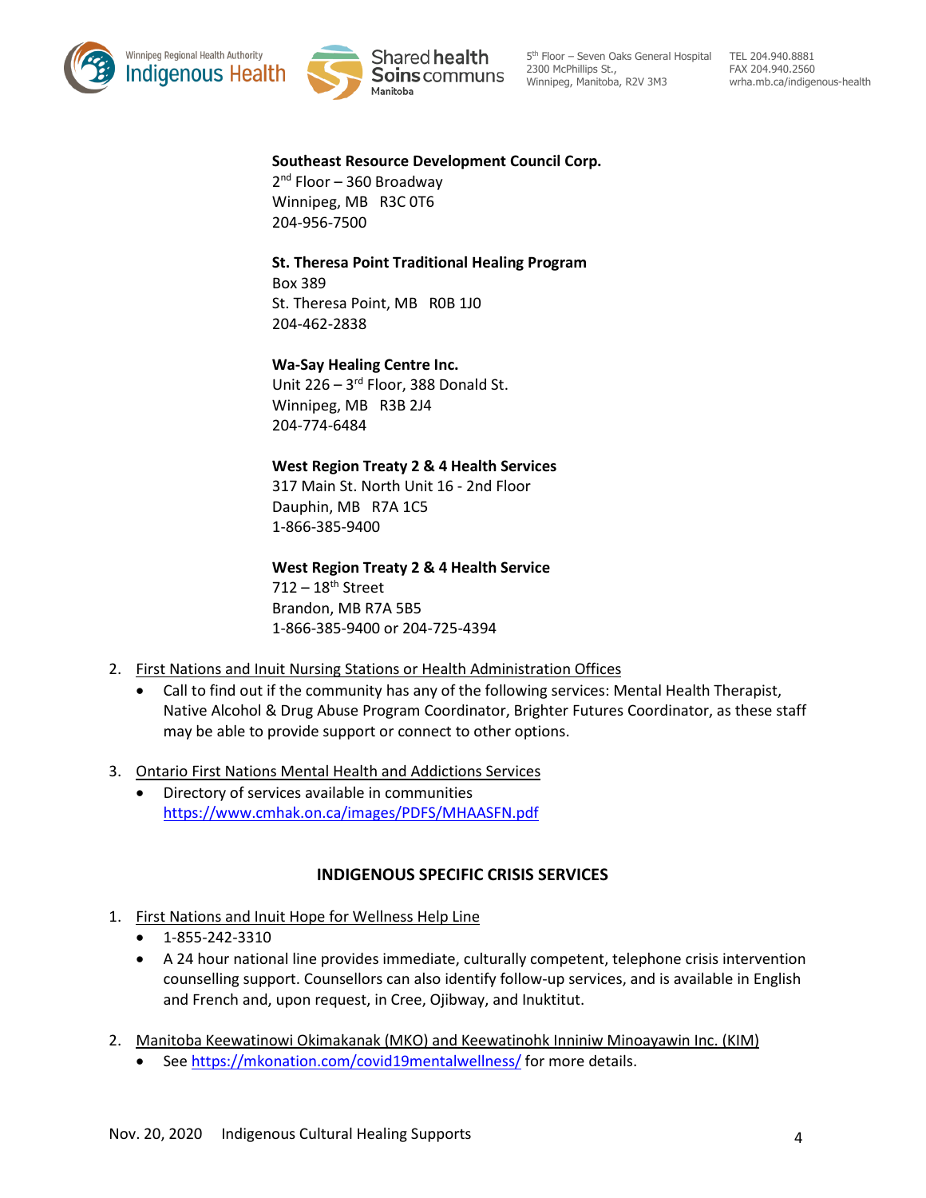**Southeast Resource Development Council Corp.**
2nd Floor – 360 Broadway
Winnipeg, MB R3C 0T6
204-956-7500

**St. Theresa Point Traditional Healing Program**
Box 389
St. Theresa Point, MB R0B 1J0
204-462-2838

**Wa-Say Healing Centre Inc.**
Unit 226 – 3rd Floor, 388 Donald St.
Winnipeg, MB R3B 2J4
204-774-6484

**West Region Treaty 2 & 4 Health Services**
317 Main St. North Unit 16 - 2nd Floor
Dauphin, MB R7A 1C5
1-866-385-9400

**West Region Treaty 2 & 4 Health Service**
712 – 18th Street
Brandon, MB R7A 5B5
1-866-385-9400 or 204-725-4394

2. First Nations and Inuit Nursing Stations or Health Administration Offices
   - Call to find out if the community has any of the following services: Mental Health Therapist, Native Alcohol & Drug Abuse Program Coordinator, Brighter Futures Coordinator, as these staff may be able to provide support or connect to other options.

3. Ontario First Nations Mental Health and Addictions Services
   - Directory of services available in communities https://www.cmhak.on.ca/images/PDFS/MHAASFN.pdf

## INDIGENOUS SPECIFIC CRISIS SERVICES

1. First Nations and Inuit Hope for Wellness Help Line
   - 1-855-242-3310
   - A 24 hour national line provides immediate, culturally competent, telephone crisis intervention counselling support. Counsellors can also identify follow-up services, and is available in English and French and, upon request, in Cree, Ojibway, and Inuktitut.

2. Manitoba Keewatinowi Okimakanak (MKO) and Keewatinohk Inniniw Minoayawin Inc. (KIM)
   - See https://mkonation.com/covid19mentalwellness/ for more details.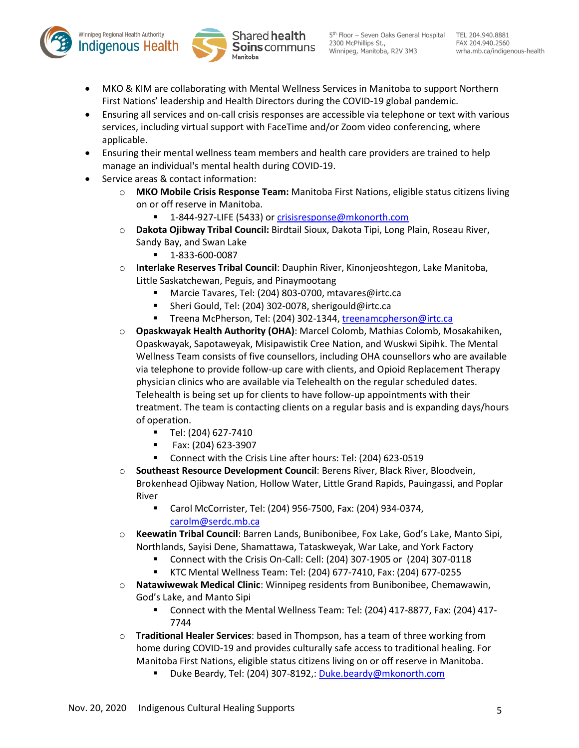- MKO & KIM are collaborating with Mental Wellness Services in Manitoba to support Northern First Nations' leadership and Health Directors during the COVID-19 global pandemic.
- Ensuring all services and on-call crisis responses are accessible via telephone or text with various services, including virtual support with FaceTime and/or Zoom video conferencing, where applicable.
- Ensuring their mental wellness team members and health care providers are trained to help manage an individual's mental health during COVID-19.
- Service areas & contact information:
  - **MKO Mobile Crisis Response Team:** Manitoba First Nations, eligible status citizens living on or off reserve in Manitoba.
    - 1-844-927-LIFE (5433) or crisisresponse@mkonorth.com
  - **Dakota Ojibway Tribal Council:** Birdtail Sioux, Dakota Tipi, Long Plain, Roseau River, Sandy Bay, and Swan Lake
    - 1-833-600-0087
  - **Interlake Reserves Tribal Council**: Dauphin River, Kinonjeoshtegon, Lake Manitoba, Little Saskatchewan, Peguis, and Pinaymootang
    - Marcie Tavares, Tel: (204) 803-0700, mtavares@irtc.ca
    - Sheri Gould, Tel: (204) 302-0078, sherigould@irtc.ca
    - Treena McPherson, Tel: (204) 302-1344, treenamcpherson@irtc.ca
  - **Opaskwayak Health Authority (OHA)**: Marcel Colomb, Mathias Colomb, Mosakahiken, Opaskwayak, Sapotaweyak, Misipawistik Cree Nation, and Wuskwi Sipihk. The Mental Wellness Team consists of five counsellors, including OHA counsellors who are available via telephone to provide follow-up care with clients, and Opioid Replacement Therapy physician clinics who are available via Telehealth on the regular scheduled dates. Telehealth is being set up for clients to have follow-up appointments with their treatment. The team is contacting clients on a regular basis and is expanding days/hours of operation.
    - Tel: (204) 627-7410
    - Fax: (204) 623-3907
    - Connect with the Crisis Line after hours: Tel: (204) 623-0519
  - **Southeast Resource Development Council**: Berens River, Black River, Bloodvein, Brokenhead Ojibway Nation, Hollow Water, Little Grand Rapids, Pauingassi, and Poplar River
    - Carol McCorrister, Tel: (204) 956-7500, Fax: (204) 934-0374, carolm@serdc.mb.ca
  - **Keewatin Tribal Council**: Barren Lands, Bunibonibee, Fox Lake, God's Lake, Manto Sipi, Northlands, Sayisi Dene, Shamattawa, Tataskweyak, War Lake, and York Factory
    - Connect with the Crisis On-Call: Cell: (204) 307-1905 or (204) 307-0118
    - KTC Mental Wellness Team: Tel: (204) 677-7410, Fax: (204) 677-0255
  - **Natawiwewak Medical Clinic**: Winnipeg residents from Bunibonibee, Chemawawin, God's Lake, and Manto Sipi
    - Connect with the Mental Wellness Team: Tel: (204) 417-8877, Fax: (204) 417-7744
  - **Traditional Healer Services**: based in Thompson, has a team of three working from home during COVID-19 and provides culturally safe access to traditional healing. For Manitoba First Nations, eligible status citizens living on or off reserve in Manitoba.
    - Duke Beardy, Tel: (204) 307-8192,: Duke.beardy@mkonorth.com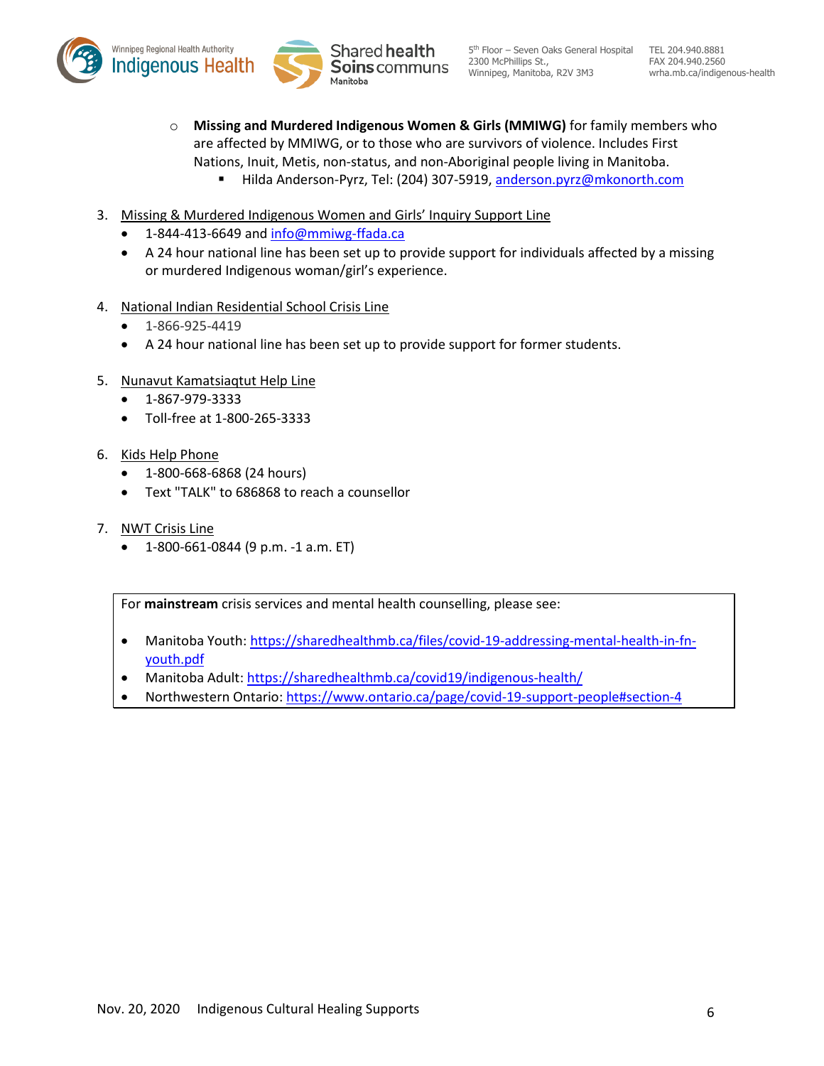- **Missing and Murdered Indigenous Women & Girls (MMIWG)** for family members who are affected by MMIWG, or to those who are survivors of violence. Includes First Nations, Inuit, Metis, non-status, and non-Aboriginal people living in Manitoba.
    - Hilda Anderson-Pyrz, Tel: (204) 307-5919, anderson.pyrz@mkonorth.com

3. Missing & Murdered Indigenous Women and Girls' Inquiry Support Line
    - 1-844-413-6649 and info@mmiwg-ffada.ca
    - A 24 hour national line has been set up to provide support for individuals affected by a missing or murdered Indigenous woman/girl's experience.

4. National Indian Residential School Crisis Line
    - 1-866-925-4419
    - A 24 hour national line has been set up to provide support for former students.

5. Nunavut Kamatsiaqtut Help Line
    - 1-867-979-3333
    - Toll-free at 1-800-265-3333

6. Kids Help Phone
    - 1-800-668-6868 (24 hours)
    - Text "TALK" to 686868 to reach a counsellor

7. NWT Crisis Line
    - 1-800-661-0844 (9 p.m. -1 a.m. ET)

For **mainstream** crisis services and mental health counselling, please see:

- Manitoba Youth: https://sharedhealthmb.ca/files/covid-19-addressing-mental-health-in-fn-youth.pdf
- Manitoba Adult: https://sharedhealthmb.ca/covid19/indigenous-health/
- Northwestern Ontario: https://www.ontario.ca/page/covid-19-support-people#section-4